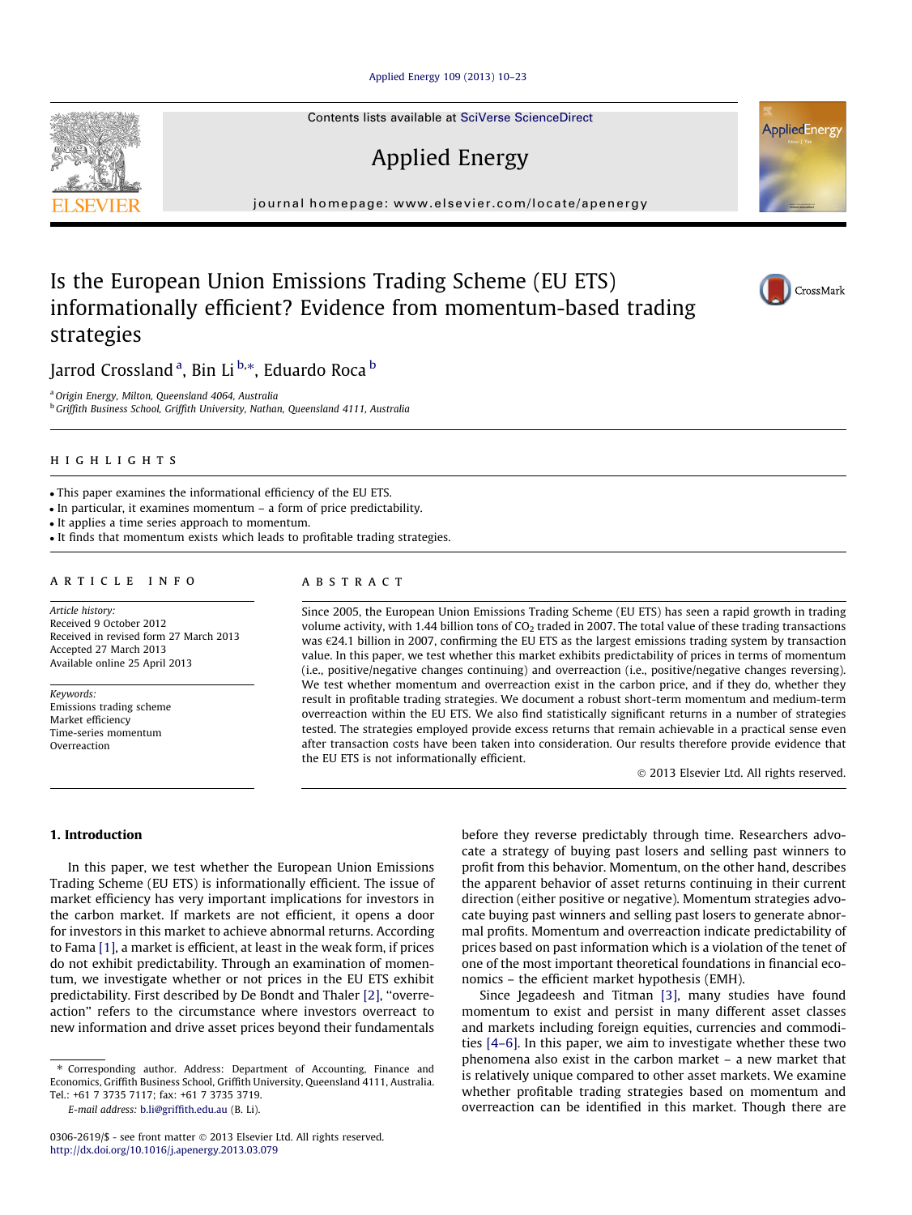Contents lists available at SciVerse ScienceDirect

Applied Energy

journal homepage: www.elsevier.com/locate/apenergy

# Is the European Union Emissions Trading Scheme (EU ETS) informationally efficient? Evidence from momentum-based trading strategies

Jarrod Crossland [a], Bin Li [b,*], Eduardo Roca [b]

[a] Origin Energy, Milton, Queensland 4064, Australia
[b] Griffith Business School, Griffith University, Nathan, Queensland 4111, Australia

## HIGHLIGHTS

- This paper examines the informational efficiency of the EU ETS.
- In particular, it examines momentum – a form of price predictability.
- It applies a time series approach to momentum.
- It finds that momentum exists which leads to profitable trading strategies.

## ARTICLE INFO

*Article history:*
Received 9 October 2012
Received in revised form 27 March 2013
Accepted 27 March 2013
Available online 25 April 2013

*Keywords:*
Emissions trading scheme
Market efficiency
Time-series momentum
Overreaction

## ABSTRACT

Since 2005, the European Union Emissions Trading Scheme (EU ETS) has seen a rapid growth in trading volume activity, with 1.44 billion tons of $CO_2$ traded in 2007. The total value of these trading transactions was €24.1 billion in 2007, confirming the EU ETS as the largest emissions trading system by transaction value. In this paper, we test whether this market exhibits predictability of prices in terms of momentum (i.e., positive/negative changes continuing) and overreaction (i.e., positive/negative changes reversing). We test whether momentum and overreaction exist in the carbon price, and if they do, whether they result in profitable trading strategies. We document a robust short-term momentum and medium-term overreaction within the EU ETS. We also find statistically significant returns in a number of strategies tested. The strategies employed provide excess returns that remain achievable in a practical sense even after transaction costs have been taken into consideration. Our results therefore provide evidence that the EU ETS is not informationally efficient.

© 2013 Elsevier Ltd. All rights reserved.

## 1. Introduction

In this paper, we test whether the European Union Emissions Trading Scheme (EU ETS) is informationally efficient. The issue of market efficiency has very important implications for investors in the carbon market. If markets are not efficient, it opens a door for investors in this market to achieve abnormal returns. According to Fama [1], a market is efficient, at least in the weak form, if prices do not exhibit predictability. Through an examination of momentum, we investigate whether or not prices in the EU ETS exhibit predictability. First described by De Bondt and Thaler [2], "overreaction" refers to the circumstance where investors overreact to new information and drive asset prices beyond their fundamentals before they reverse predictably through time. Researchers advocate a strategy of buying past losers and selling past winners to profit from this behavior. Momentum, on the other hand, describes the apparent behavior of asset returns continuing in their current direction (either positive or negative). Momentum strategies advocate buying past winners and selling past losers to generate abnormal profits. Momentum and overreaction indicate predictability of prices based on past information which is a violation of the tenet of one of the most important theoretical foundations in financial economics – the efficient market hypothesis (EMH).

Since Jegadeesh and Titman [3], many studies have found momentum to exist and persist in many different asset classes and markets including foreign equities, currencies and commodities [4–6]. In this paper, we aim to investigate whether these two phenomena also exist in the carbon market – a new market that is relatively unique compared to other asset markets. We examine whether profitable trading strategies based on momentum and overreaction can be identified in this market. Though there are

* Corresponding author. Address: Department of Accounting, Finance and Economics, Griffith Business School, Griffith University, Queensland 4111, Australia. Tel.: +61 7 3735 7117; fax: +61 7 3735 3719.
*E-mail address:* b.li@griffith.edu.au (B. Li).

0306-2619/$ - see front matter © 2013 Elsevier Ltd. All rights reserved.
http://dx.doi.org/10.1016/j.apenergy.2013.03.079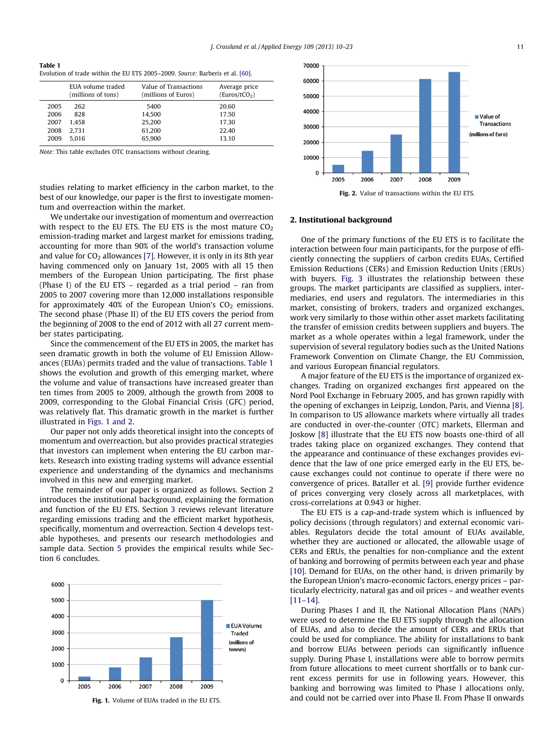**Table 1**
Evolution of trade within the EU ETS 2005–2009. *Source:* Barberis et al. [60].

| | EUA volume traded (millions of tons) | Value of Transactions (millions of Euros) | Average price (Euros/t$CO_2$) |
|---|---|---|---|
| 2005 | 262 | 5400 | 20.60 |
| 2006 | 828 | 14,500 | 17.50 |
| 2007 | 1,458 | 25,200 | 17.30 |
| 2008 | 2,731 | 61,200 | 22.40 |
| 2009 | 5,016 | 65,900 | 13.10 |

*Note:* This table excludes OTC transactions without clearing.

studies relating to market efficiency in the carbon market, to the best of our knowledge, our paper is the first to investigate momentum and overreaction within the market.

We undertake our investigation of momentum and overreaction with respect to the EU ETS. The EU ETS is the most mature $CO_2$ emission-trading market and largest market for emissions trading, accounting for more than 90% of the world's transaction volume and value for $CO_2$ allowances [7]. However, it is only in its 8th year having commenced only on January 1st, 2005 with all 15 then members of the European Union participating. The first phase (Phase I) of the EU ETS – regarded as a trial period – ran from 2005 to 2007 covering more than 12,000 installations responsible for approximately 40% of the European Union's $CO_2$ emissions. The second phase (Phase II) of the EU ETS covers the period from the beginning of 2008 to the end of 2012 with all 27 current member states participating.

Since the commencement of the EU ETS in 2005, the market has seen dramatic growth in both the volume of EU Emission Allowances (EUAs) permits traded and the value of transactions. Table 1 shows the evolution and growth of this emerging market, where the volume and value of transactions have increased greater than ten times from 2005 to 2009, although the growth from 2008 to 2009, corresponding to the Global Financial Crisis (GFC) period, was relatively flat. This dramatic growth in the market is further illustrated in Figs. 1 and 2.

Our paper not only adds theoretical insight into the concepts of momentum and overreaction, but also provides practical strategies that investors can implement when entering the EU carbon markets. Research into existing trading systems will advance essential experience and understanding of the dynamics and mechanisms involved in this new and emerging market.

The remainder of our paper is organized as follows. Section 2 introduces the institutional background, explaining the formation and function of the EU ETS. Section 3 reviews relevant literature regarding emissions trading and the efficient market hypothesis, specifically, momentum and overreaction. Section 4 develops testable hypotheses, and presents our research methodologies and sample data. Section 5 provides the empirical results while Section 6 concludes.

**Fig. 1.** Volume of EUAs traded in the EU ETS.

**Fig. 2.** Value of transactions within the EU ETS.

## 2. Institutional background

One of the primary functions of the EU ETS is to facilitate the interaction between four main participants, for the purpose of efficiently connecting the suppliers of carbon credits EUAs, Certified Emission Reductions (CERs) and Emission Reduction Units (ERUs) with buyers. Fig. 3 illustrates the relationship between these groups. The market participants are classified as suppliers, intermediaries, end users and regulators. The intermediaries in this market, consisting of brokers, traders and organized exchanges, work very similarly to those within other asset markets facilitating the transfer of emission credits between suppliers and buyers. The market as a whole operates within a legal framework, under the supervision of several regulatory bodies such as the United Nations Framework Convention on Climate Change, the EU Commission, and various European financial regulators.

A major feature of the EU ETS is the importance of organized exchanges. Trading on organized exchanges first appeared on the Nord Pool Exchange in February 2005, and has grown rapidly with the opening of exchanges in Leipzig, London, Paris, and Vienna [8]. In comparison to US allowance markets where virtually all trades are conducted in over-the-counter (OTC) markets, Ellerman and Joskow [8] illustrate that the EU ETS now boasts one-third of all trades taking place on organized exchanges. They contend that the appearance and continuance of these exchanges provides evidence that the law of one price emerged early in the EU ETS, because exchanges could not continue to operate if there were no convergence of prices. Bataller et al. [9] provide further evidence of prices converging very closely across all marketplaces, with cross-correlations at 0.943 or higher.

The EU ETS is a cap-and-trade system which is influenced by policy decisions (through regulators) and external economic variables. Regulators decide the total amount of EUAs available, whether they are auctioned or allocated, the allowable usage of CERs and ERUs, the penalties for non-compliance and the extent of banking and borrowing of permits between each year and phase [10]. Demand for EUAs, on the other hand, is driven primarily by the European Union's macro-economic factors, energy prices – particularly electricity, natural gas and oil prices – and weather events [11–14].

During Phases I and II, the National Allocation Plans (NAPs) were used to determine the EU ETS supply through the allocation of EUAs, and also to decide the amount of CERs and ERUs that could be used for compliance. The ability for installations to bank and borrow EUAs between periods can significantly influence supply. During Phase I, installations were able to borrow permits from future allocations to meet current shortfalls or to bank current excess permits for use in following years. However, this banking and borrowing was limited to Phase I allocations only, and could not be carried over into Phase II. From Phase II onwards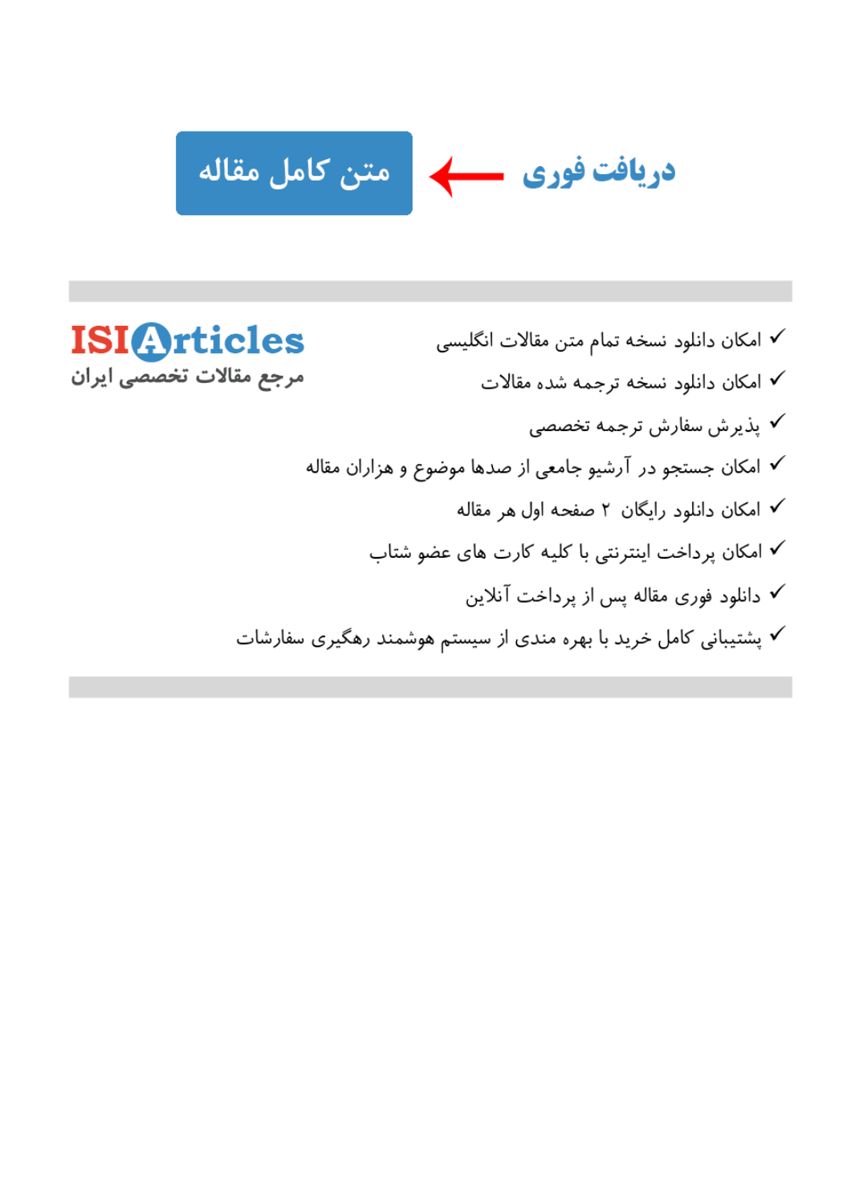دریافت فوری ← متن کامل مقاله

**ISIArticles**
مرجع مقالات تخصصی ایران

- ✓ امکان دانلود نسخه تمام متن مقالات انگلیسی
- ✓ امکان دانلود نسخه ترجمه شده مقالات
- ✓ پذیرش سفارش ترجمه تخصصی
- ✓ امکان جستجو در آرشیو جامعی از صدها موضوع و هزاران مقاله
- ✓ امکان دانلود رایگان ۲ صفحه اول هر مقاله
- ✓ امکان پرداخت اینترنتی با کلیه کارت های عضو شتاب
- ✓ دانلود فوری مقاله پس از پرداخت آنلاین
- ✓ پشتیبانی کامل خرید با بهره مندی از سیستم هوشمند رهگیری سفارشات